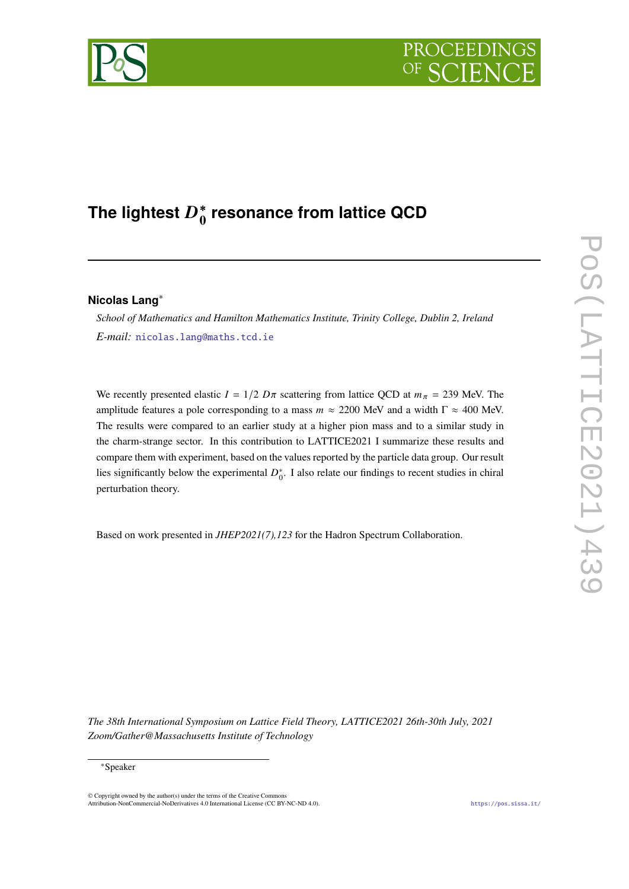# The lightest $D_0^*$ resonance from lattice QCD

**Nicolas Lang**[*]

*School of Mathematics and Hamilton Mathematics Institute, Trinity College, Dublin 2, Ireland*

*E-mail:* nicolas.lang@maths.tcd.ie

We recently presented elastic $I = 1/2$ $D\pi$ scattering from lattice QCD at $m_\pi = 239$ MeV. The amplitude features a pole corresponding to a mass $m \approx 2200$ MeV and a width $\Gamma \approx 400$ MeV. The results were compared to an earlier study at a higher pion mass and to a similar study in the charm-strange sector. In this contribution to LATTICE2021 I summarize these results and compare them with experiment, based on the values reported by the particle data group. Our result lies significantly below the experimental $D_0^*$. I also relate our findings to recent studies in chiral perturbation theory.

Based on work presented in *JHEP2021(7),123* for the Hadron Spectrum Collaboration.

*The 38th International Symposium on Lattice Field Theory, LATTICE2021 26th-30th July, 2021 Zoom/Gather@Massachusetts Institute of Technology*

[*]Speaker

© Copyright owned by the author(s) under the terms of the Creative Commons Attribution-NonCommercial-NoDerivatives 4.0 International License (CC BY-NC-ND 4.0).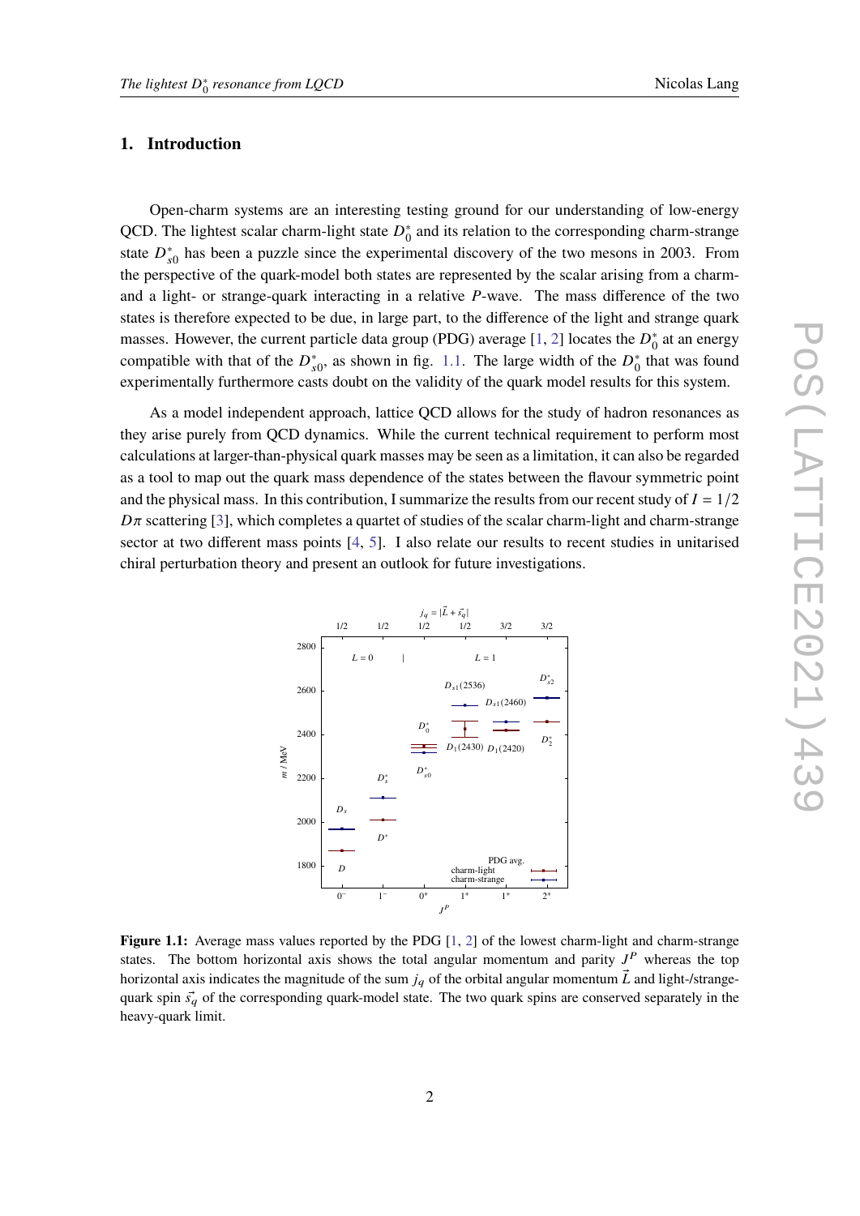## 1. Introduction

Open-charm systems are an interesting testing ground for our understanding of low-energy QCD. The lightest scalar charm-light state $D_0^*$ and its relation to the corresponding charm-strange state $D_{s0}^*$ has been a puzzle since the experimental discovery of the two mesons in 2003. From the perspective of the quark-model both states are represented by the scalar arising from a charm- and a light- or strange-quark interacting in a relative $P$-wave. The mass difference of the two states is therefore expected to be due, in large part, to the difference of the light and strange quark masses. However, the current particle data group (PDG) average [1, 2] locates the $D_0^*$ at an energy compatible with that of the $D_{s0}^*$, as shown in fig. 1.1. The large width of the $D_0^*$ that was found experimentally furthermore casts doubt on the validity of the quark model results for this system.

As a model independent approach, lattice QCD allows for the study of hadron resonances as they arise purely from QCD dynamics. While the current technical requirement to perform most calculations at larger-than-physical quark masses may be seen as a limitation, it can also be regarded as a tool to map out the quark mass dependence of the states between the flavour symmetric point and the physical mass. In this contribution, I summarize the results from our recent study of $I = 1/2$ $D\pi$ scattering [3], which completes a quartet of studies of the scalar charm-light and charm-strange sector at two different mass points [4, 5]. I also relate our results to recent studies in unitarised chiral perturbation theory and present an outlook for future investigations.

**Figure 1.1:** Average mass values reported by the PDG [1, 2] of the lowest charm-light and charm-strange states. The bottom horizontal axis shows the total angular momentum and parity $J^P$ whereas the top horizontal axis indicates the magnitude of the sum $j_q$ of the orbital angular momentum $\vec{L}$ and light-/strange-quark spin $\vec{s_q}$ of the corresponding quark-model state. The two quark spins are conserved separately in the heavy-quark limit.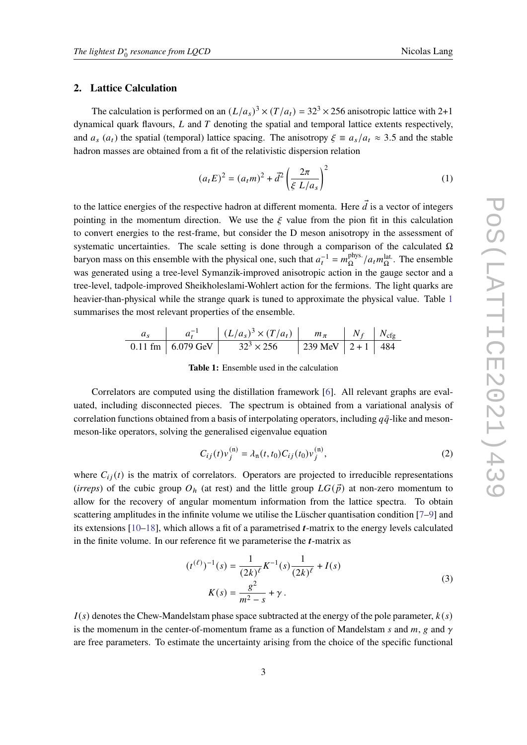## 2. Lattice Calculation

The calculation is performed on an $(L/a_s)^3 \times (T/a_t) = 32^3 \times 256$ anisotropic lattice with 2+1 dynamical quark flavours, $L$ and $T$ denoting the spatial and temporal lattice extents respectively, and $a_s$ ($a_t$) the spatial (temporal) lattice spacing. The anisotropy $\xi \equiv a_s/a_t \approx 3.5$ and the stable hadron masses are obtained from a fit of the relativistic dispersion relation

$$(a_t E)^2 = (a_t m)^2 + \vec{d}^2 \left( \frac{2\pi}{\xi \; L/a_s} \right)^2 \tag{1}$$

to the lattice energies of the respective hadron at different momenta. Here $\vec{d}$ is a vector of integers pointing in the momentum direction. We use the $\xi$ value from the pion fit in this calculation to convert energies to the rest-frame, but consider the D meson anisotropy in the assessment of systematic uncertainties. The scale setting is done through a comparison of the calculated $\Omega$ baryon mass on this ensemble with the physical one, such that $a_t^{-1} = m_\Omega^{\text{phys.}}/a_t m_\Omega^{\text{lat.}}$. The ensemble was generated using a tree-level Symanzik-improved anisotropic action in the gauge sector and a tree-level, tadpole-improved Sheikholeslami-Wohlert action for the fermions. The light quarks are heavier-than-physical while the strange quark is tuned to approximate the physical value. Table 1 summarises the most relevant properties of the ensemble.

| $a_s$ | $a_t^{-1}$ | $(L/a_s)^3 \times (T/a_t)$ | $m_\pi$ | $N_f$ | $N_{\text{cfg}}$ |
|---|---|---|---|---|---|
| 0.11 fm | 6.079 GeV | $32^3 \times 256$ | 239 MeV | 2 + 1 | 484 |

**Table 1:** Ensemble used in the calculation

Correlators are computed using the distillation framework [6]. All relevant graphs are evaluated, including disconnected pieces. The spectrum is obtained from a variational analysis of correlation functions obtained from a basis of interpolating operators, including $q\bar{q}$-like and meson-meson-like operators, solving the generalised eigenvalue equation

$$C_{ij}(t) v_j^{(\mathfrak{n})} = \lambda_{\mathfrak{n}}(t, t_0) C_{ij}(t_0) v_j^{(\mathfrak{n})}, \tag{2}$$

where $C_{ij}(t)$ is the matrix of correlators. Operators are projected to irreducible representations (*irreps*) of the cubic group $O_h$ (at rest) and the little group $LG(\vec{p})$ at non-zero momentum to allow for the recovery of angular momentum information from the lattice spectra. To obtain scattering amplitudes in the infinite volume we utilise the Lüscher quantisation condition [7–9] and its extensions [10–18], which allows a fit of a parametrised $\boldsymbol{t}$-matrix to the energy levels calculated in the finite volume. In our reference fit we parameterise the $\boldsymbol{t}$-matrix as

$$\begin{aligned} (t^{(\ell)})^{-1}(s) &= \frac{1}{(2k)^\ell} K^{-1}(s) \frac{1}{(2k)^\ell} + I(s) \\ K(s) &= \frac{g^2}{m^2 - s} + \gamma \, . \end{aligned} \tag{3}$$

$I(s)$ denotes the Chew-Mandelstam phase space subtracted at the energy of the pole parameter, $k(s)$ is the momenum in the center-of-momentum frame as a function of Mandelstam $s$ and $m$, $g$ and $\gamma$ are free parameters. To estimate the uncertainty arising from the choice of the specific functional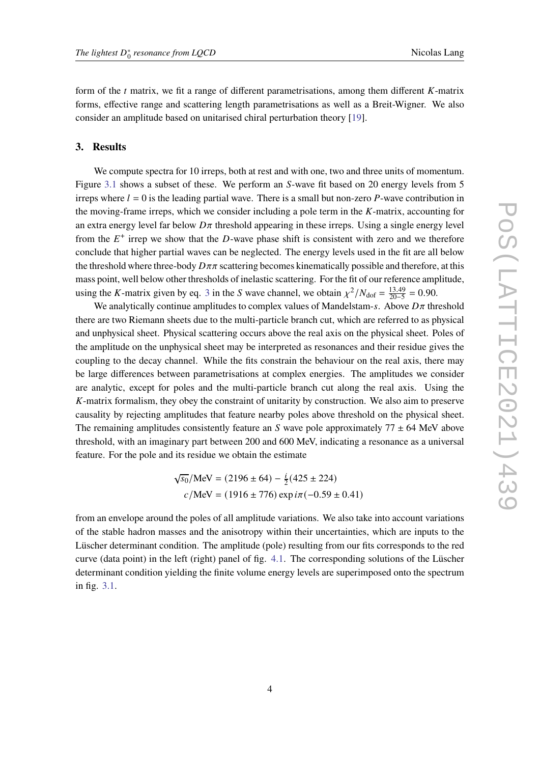form of the $t$ matrix, we fit a range of different parametrisations, among them different $K$-matrix forms, effective range and scattering length parametrisations as well as a Breit-Wigner. We also consider an amplitude based on unitarised chiral perturbation theory [19].

## 3. Results

We compute spectra for 10 irreps, both at rest and with one, two and three units of momentum. Figure 3.1 shows a subset of these. We perform an $S$-wave fit based on 20 energy levels from 5 irreps where $l = 0$ is the leading partial wave. There is a small but non-zero $P$-wave contribution in the moving-frame irreps, which we consider including a pole term in the $K$-matrix, accounting for an extra energy level far below $D\pi$ threshold appearing in these irreps. Using a single energy level from the $E^+$ irrep we show that the $D$-wave phase shift is consistent with zero and we therefore conclude that higher partial waves can be neglected. The energy levels used in the fit are all below the threshold where three-body $D\pi\pi$ scattering becomes kinematically possible and therefore, at this mass point, well below other thresholds of inelastic scattering. For the fit of our reference amplitude, using the $K$-matrix given by eq. 3 in the $S$ wave channel, we obtain $\chi^2/N_{\text{dof}} = \frac{13.49}{20-5} = 0.90$.

We analytically continue amplitudes to complex values of Mandelstam-$s$. Above $D\pi$ threshold there are two Riemann sheets due to the multi-particle branch cut, which are referred to as physical and unphysical sheet. Physical scattering occurs above the real axis on the physical sheet. Poles of the amplitude on the unphysical sheet may be interpreted as resonances and their residue gives the coupling to the decay channel. While the fits constrain the behaviour on the real axis, there may be large differences between parametrisations at complex energies. The amplitudes we consider are analytic, except for poles and the multi-particle branch cut along the real axis. Using the $K$-matrix formalism, they obey the constraint of unitarity by construction. We also aim to preserve causality by rejecting amplitudes that feature nearby poles above threshold on the physical sheet. The remaining amplitudes consistently feature an $S$ wave pole approximately $77 \pm 64$ MeV above threshold, with an imaginary part between 200 and 600 MeV, indicating a resonance as a universal feature. For the pole and its residue we obtain the estimate

$$
\begin{aligned}
\sqrt{s_0}/\text{MeV} &= (2196 \pm 64) - \tfrac{i}{2}(425 \pm 224) \\
c/\text{MeV} &= (1916 \pm 776) \exp i\pi(-0.59 \pm 0.41)
\end{aligned}
$$

from an envelope around the poles of all amplitude variations. We also take into account variations of the stable hadron masses and the anisotropy within their uncertainties, which are inputs to the Lüscher determinant condition. The amplitude (pole) resulting from our fits corresponds to the red curve (data point) in the left (right) panel of fig. 4.1. The corresponding solutions of the Lüscher determinant condition yielding the finite volume energy levels are superimposed onto the spectrum in fig. 3.1.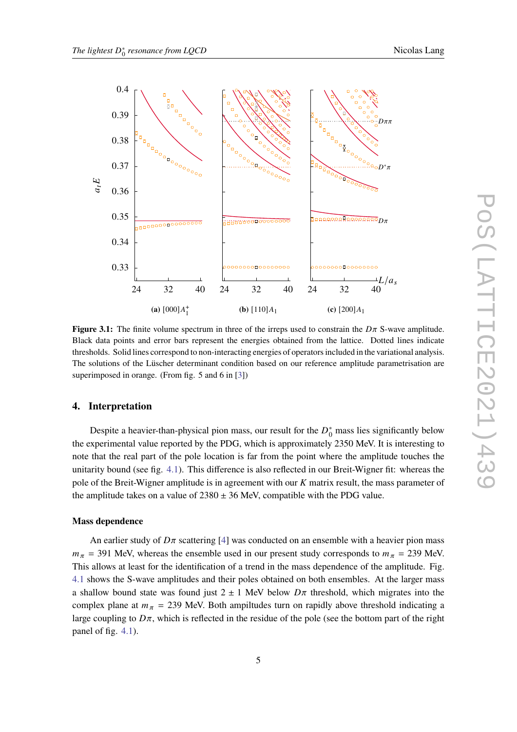**Figure 3.1:** The finite volume spectrum in three of the irreps used to constrain the $D\pi$ S-wave amplitude. Black data points and error bars represent the energies obtained from the lattice. Dotted lines indicate thresholds. Solid lines correspond to non-interacting energies of operators included in the variational analysis. The solutions of the Lüscher determinant condition based on our reference amplitude parametrisation are superimposed in orange. (From fig. 5 and 6 in [3])

## 4. Interpretation

Despite a heavier-than-physical pion mass, our result for the $D_0^*$ mass lies significantly below the experimental value reported by the PDG, which is approximately 2350 MeV. It is interesting to note that the real part of the pole location is far from the point where the amplitude touches the unitarity bound (see fig. 4.1). This difference is also reflected in our Breit-Wigner fit: whereas the pole of the Breit-Wigner amplitude is in agreement with our $K$ matrix result, the mass parameter of the amplitude takes on a value of $2380 \pm 36$ MeV, compatible with the PDG value.

### Mass dependence

An earlier study of $D\pi$ scattering [4] was conducted on an ensemble with a heavier pion mass $m_\pi = 391$ MeV, whereas the ensemble used in our present study corresponds to $m_\pi = 239$ MeV. This allows at least for the identification of a trend in the mass dependence of the amplitude. Fig. 4.1 shows the S-wave amplitudes and their poles obtained on both ensembles. At the larger mass a shallow bound state was found just $2 \pm 1$ MeV below $D\pi$ threshold, which migrates into the complex plane at $m_\pi = 239$ MeV. Both ampiltudes turn on rapidly above threshold indicating a large coupling to $D\pi$, which is reflected in the residue of the pole (see the bottom part of the right panel of fig. 4.1).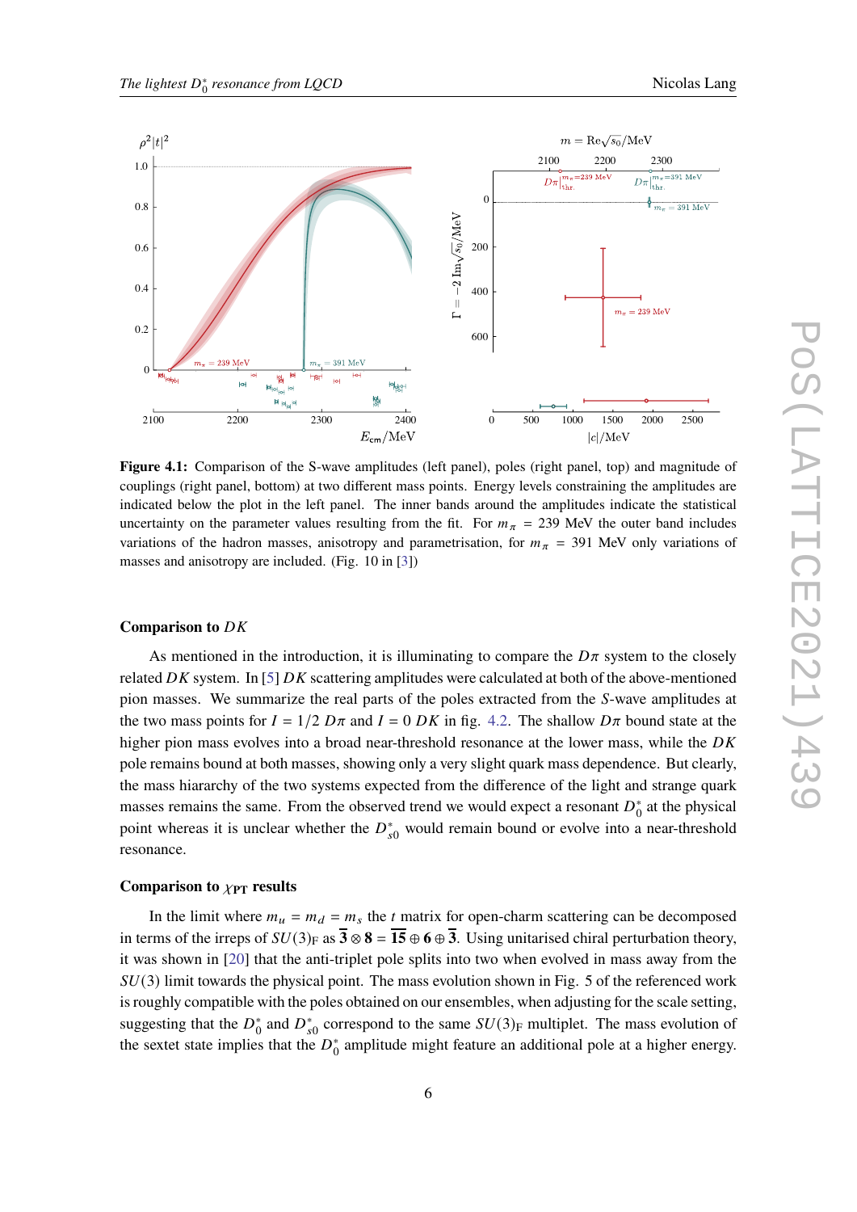**Figure 4.1:** Comparison of the S-wave amplitudes (left panel), poles (right panel, top) and magnitude of couplings (right panel, bottom) at two different mass points. Energy levels constraining the amplitudes are indicated below the plot in the left panel. The inner bands around the amplitudes indicate the statistical uncertainty on the parameter values resulting from the fit. For $m_\pi = 239$ MeV the outer band includes variations of the hadron masses, anisotropy and parametrisation, for $m_\pi = 391$ MeV only variations of masses and anisotropy are included. (Fig. 10 in [3])

### Comparison to $DK$

As mentioned in the introduction, it is illuminating to compare the $D\pi$ system to the closely related $DK$ system. In [5] $DK$ scattering amplitudes were calculated at both of the above-mentioned pion masses. We summarize the real parts of the poles extracted from the $S$-wave amplitudes at the two mass points for $I = 1/2$ $D\pi$ and $I = 0$ $DK$ in fig. 4.2. The shallow $D\pi$ bound state at the higher pion mass evolves into a broad near-threshold resonance at the lower mass, while the $DK$ pole remains bound at both masses, showing only a very slight quark mass dependence. But clearly, the mass hiararchy of the two systems expected from the difference of the light and strange quark masses remains the same. From the observed trend we would expect a resonant $D_0^*$ at the physical point whereas it is unclear whether the $D_{s0}^*$ would remain bound or evolve into a near-threshold resonance.

### Comparison to $\chi_{\text{PT}}$ results

In the limit where $m_u = m_d = m_s$ the $t$ matrix for open-charm scattering can be decomposed in terms of the irreps of $SU(3)_{\text{F}}$ as $\bar{\mathbf{3}} \otimes \mathbf{8} = \overline{\mathbf{15}} \oplus \mathbf{6} \oplus \bar{\mathbf{3}}$. Using unitarised chiral perturbation theory, it was shown in [20] that the anti-triplet pole splits into two when evolved in mass away from the $SU(3)$ limit towards the physical point. The mass evolution shown in Fig. 5 of the referenced work is roughly compatible with the poles obtained on our ensembles, when adjusting for the scale setting, suggesting that the $D_0^*$ and $D_{s0}^*$ correspond to the same $SU(3)_{\text{F}}$ multiplet. The mass evolution of the sextet state implies that the $D_0^*$ amplitude might feature an additional pole at a higher energy.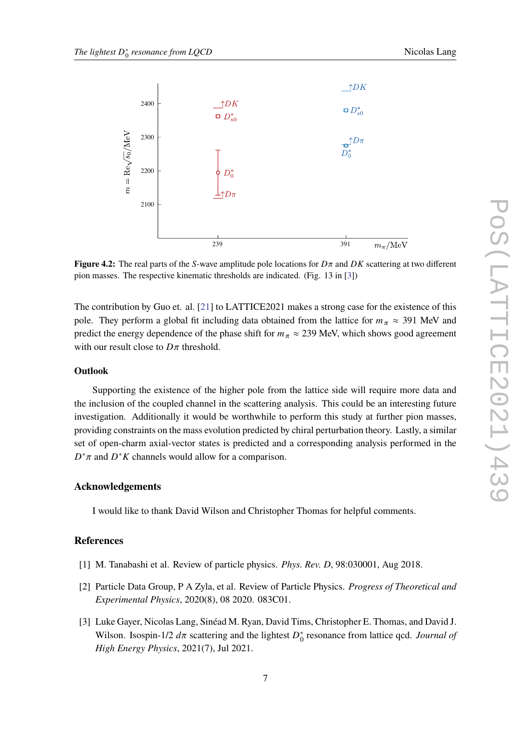**Figure 4.2:** The real parts of the $S$-wave amplitude pole locations for $D\pi$ and $DK$ scattering at two different pion masses. The respective kinematic thresholds are indicated. (Fig. 13 in [3])

The contribution by Guo et. al. [21] to LATTICE2021 makes a strong case for the existence of this pole. They perform a global fit including data obtained from the lattice for $m_\pi \approx 391$ MeV and predict the energy dependence of the phase shift for $m_\pi \approx 239$ MeV, which shows good agreement with our result close to $D\pi$ threshold.

### Outlook

Supporting the existence of the higher pole from the lattice side will require more data and the inclusion of the coupled channel in the scattering analysis. This could be an interesting future investigation. Additionally it would be worthwhile to perform this study at further pion masses, providing constraints on the mass evolution predicted by chiral perturbation theory. Lastly, a similar set of open-charm axial-vector states is predicted and a corresponding analysis performed in the $D^*\pi$ and $D^*K$ channels would allow for a comparison.

## Acknowledgements

I would like to thank David Wilson and Christopher Thomas for helpful comments.

## References

[1] M. Tanabashi et al. Review of particle physics. *Phys. Rev. D*, 98:030001, Aug 2018.

[2] Particle Data Group, P A Zyla, et al. Review of Particle Physics. *Progress of Theoretical and Experimental Physics*, 2020(8), 08 2020. 083C01.

[3] Luke Gayer, Nicolas Lang, Sinéad M. Ryan, David Tims, Christopher E. Thomas, and David J. Wilson. Isospin-1/2 $d\pi$ scattering and the lightest $D_0^*$ resonance from lattice qcd. *Journal of High Energy Physics*, 2021(7), Jul 2021.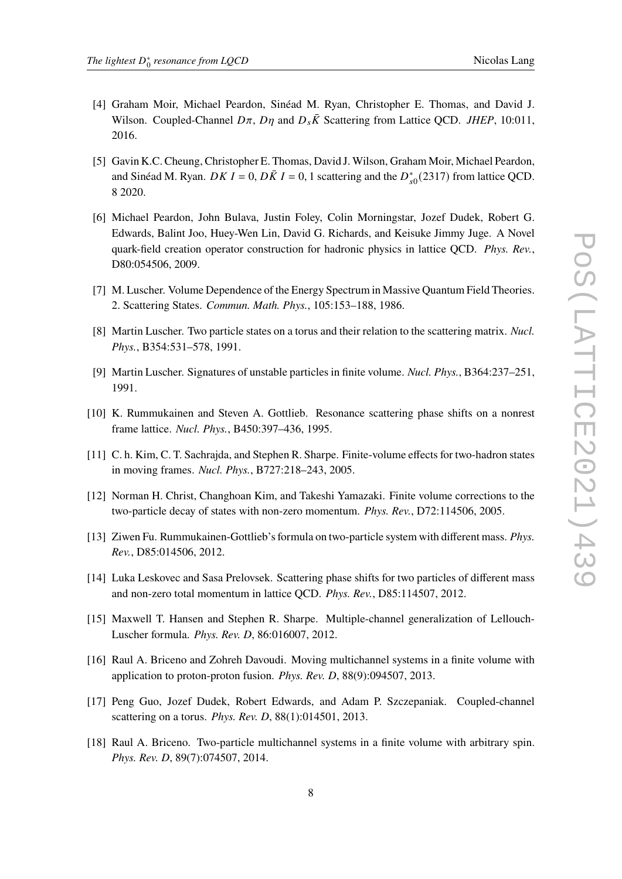[4] Graham Moir, Michael Peardon, Sinéad M. Ryan, Christopher E. Thomas, and David J. Wilson. Coupled-Channel $D\pi$, $D\eta$ and $D_s\bar{K}$ Scattering from Lattice QCD. *JHEP*, 10:011, 2016.

[5] Gavin K.C. Cheung, Christopher E. Thomas, David J. Wilson, Graham Moir, Michael Peardon, and Sinéad M. Ryan. $DK$ $I = 0$, $D\bar{K}$ $I = 0, 1$ scattering and the $D^*_{s0}(2317)$ from lattice QCD. 8 2020.

[6] Michael Peardon, John Bulava, Justin Foley, Colin Morningstar, Jozef Dudek, Robert G. Edwards, Balint Joo, Huey-Wen Lin, David G. Richards, and Keisuke Jimmy Juge. A Novel quark-field creation operator construction for hadronic physics in lattice QCD. *Phys. Rev.*, D80:054506, 2009.

[7] M. Luscher. Volume Dependence of the Energy Spectrum in Massive Quantum Field Theories. 2. Scattering States. *Commun. Math. Phys.*, 105:153–188, 1986.

[8] Martin Luscher. Two particle states on a torus and their relation to the scattering matrix. *Nucl. Phys.*, B354:531–578, 1991.

[9] Martin Luscher. Signatures of unstable particles in finite volume. *Nucl. Phys.*, B364:237–251, 1991.

[10] K. Rummukainen and Steven A. Gottlieb. Resonance scattering phase shifts on a nonrest frame lattice. *Nucl. Phys.*, B450:397–436, 1995.

[11] C. h. Kim, C. T. Sachrajda, and Stephen R. Sharpe. Finite-volume effects for two-hadron states in moving frames. *Nucl. Phys.*, B727:218–243, 2005.

[12] Norman H. Christ, Changhoan Kim, and Takeshi Yamazaki. Finite volume corrections to the two-particle decay of states with non-zero momentum. *Phys. Rev.*, D72:114506, 2005.

[13] Ziwen Fu. Rummukainen-Gottlieb's formula on two-particle system with different mass. *Phys. Rev.*, D85:014506, 2012.

[14] Luka Leskovec and Sasa Prelovsek. Scattering phase shifts for two particles of different mass and non-zero total momentum in lattice QCD. *Phys. Rev.*, D85:114507, 2012.

[15] Maxwell T. Hansen and Stephen R. Sharpe. Multiple-channel generalization of Lellouch-Luscher formula. *Phys. Rev. D*, 86:016007, 2012.

[16] Raul A. Briceno and Zohreh Davoudi. Moving multichannel systems in a finite volume with application to proton-proton fusion. *Phys. Rev. D*, 88(9):094507, 2013.

[17] Peng Guo, Jozef Dudek, Robert Edwards, and Adam P. Szczepaniak. Coupled-channel scattering on a torus. *Phys. Rev. D*, 88(1):014501, 2013.

[18] Raul A. Briceno. Two-particle multichannel systems in a finite volume with arbitrary spin. *Phys. Rev. D*, 89(7):074507, 2014.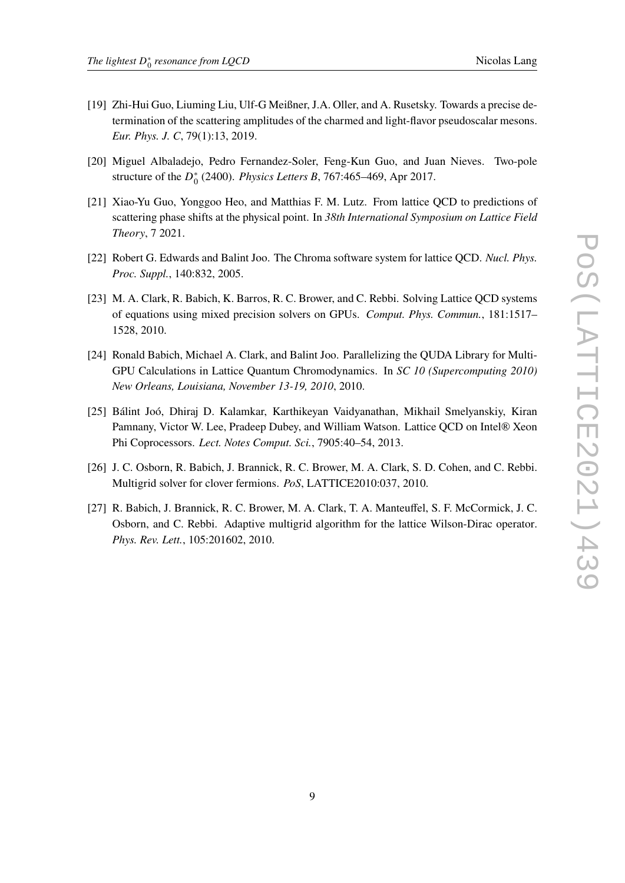[19] Zhi-Hui Guo, Liuming Liu, Ulf-G Meißner, J.A. Oller, and A. Rusetsky. Towards a precise determination of the scattering amplitudes of the charmed and light-flavor pseudoscalar mesons. *Eur. Phys. J. C*, 79(1):13, 2019.

[20] Miguel Albaladejo, Pedro Fernandez-Soler, Feng-Kun Guo, and Juan Nieves. Two-pole structure of the $D_0^*$ (2400). *Physics Letters B*, 767:465–469, Apr 2017.

[21] Xiao-Yu Guo, Yonggoo Heo, and Matthias F. M. Lutz. From lattice QCD to predictions of scattering phase shifts at the physical point. In *38th International Symposium on Lattice Field Theory*, 7 2021.

[22] Robert G. Edwards and Balint Joo. The Chroma software system for lattice QCD. *Nucl. Phys. Proc. Suppl.*, 140:832, 2005.

[23] M. A. Clark, R. Babich, K. Barros, R. C. Brower, and C. Rebbi. Solving Lattice QCD systems of equations using mixed precision solvers on GPUs. *Comput. Phys. Commun.*, 181:1517–1528, 2010.

[24] Ronald Babich, Michael A. Clark, and Balint Joo. Parallelizing the QUDA Library for Multi-GPU Calculations in Lattice Quantum Chromodynamics. In *SC 10 (Supercomputing 2010) New Orleans, Louisiana, November 13-19, 2010*, 2010.

[25] Bálint Joó, Dhiraj D. Kalamkar, Karthikeyan Vaidyanathan, Mikhail Smelyanskiy, Kiran Pamnany, Victor W. Lee, Pradeep Dubey, and William Watson. Lattice QCD on Intel® Xeon Phi Coprocessors. *Lect. Notes Comput. Sci.*, 7905:40–54, 2013.

[26] J. C. Osborn, R. Babich, J. Brannick, R. C. Brower, M. A. Clark, S. D. Cohen, and C. Rebbi. Multigrid solver for clover fermions. *PoS*, LATTICE2010:037, 2010.

[27] R. Babich, J. Brannick, R. C. Brower, M. A. Clark, T. A. Manteuffel, S. F. McCormick, J. C. Osborn, and C. Rebbi. Adaptive multigrid algorithm for the lattice Wilson-Dirac operator. *Phys. Rev. Lett.*, 105:201602, 2010.